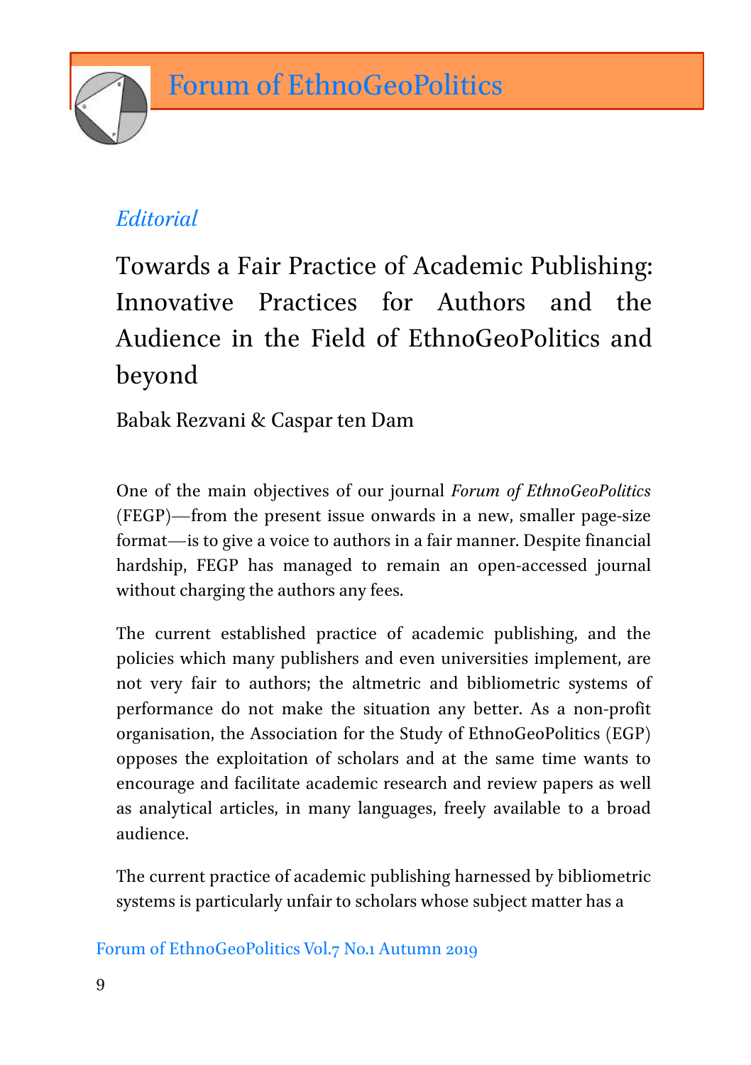*Editorial*

# Towards a Fair Practice of Academic Publishing: Innovative Practices for Authors and the Audience in the Field of EthnoGeoPolitics and beyond

Babak Rezvani & Caspar ten Dam

One of the main objectives of our journal *Forum of EthnoGeoPolitics* (FEGP)—from the present issue onwards in a new, smaller page-size format—is to give a voice to authors in a fair manner. Despite financial hardship, FEGP has managed to remain an open-accessed journal without charging the authors any fees.

The current established practice of academic publishing, and the policies which many publishers and even universities implement, are not very fair to authors; the altmetric and bibliometric systems of performance do not make the situation any better. As a non-profit organisation, the Association for the Study of EthnoGeoPolitics (EGP) opposes the exploitation of scholars and at the same time wants to encourage and facilitate academic research and review papers as well as analytical articles, in many languages, freely available to a broad audience.

The current practice of academic publishing harnessed by bibliometric systems is particularly unfair to scholars whose subject matter has a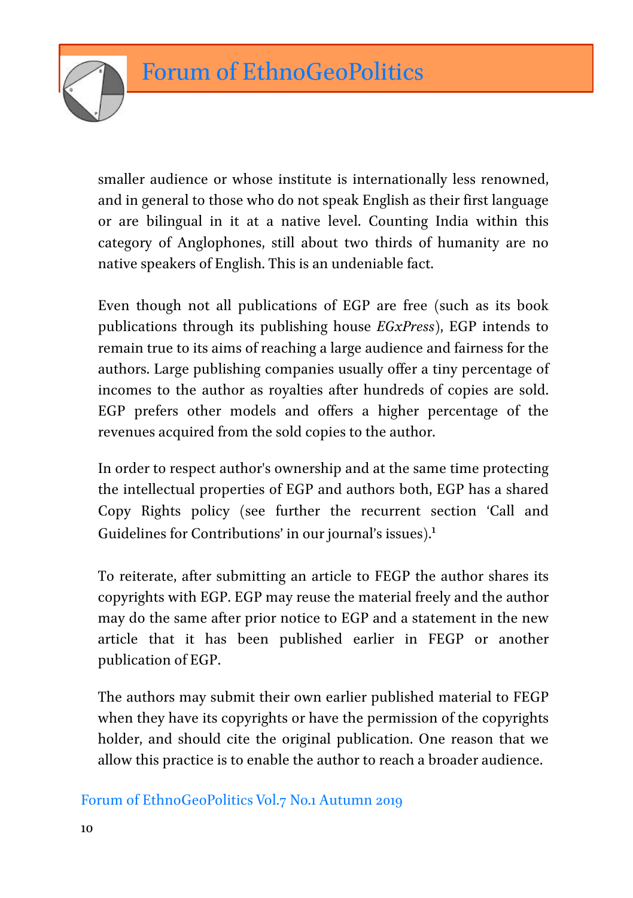smaller audience or whose institute is internationally less renowned, and in general to those who do not speak English as their first language or are bilingual in it at a native level. Counting India within this category of Anglophones, still about two thirds of humanity are no native speakers of English. This is an undeniable fact.

Even though not all publications of EGP are free (such as its book publications through its publishing house *EGxPress*), EGP intends to remain true to its aims of reaching a large audience and fairness for the authors. Large publishing companies usually offer a tiny percentage of incomes to the author as royalties after hundreds of copies are sold. EGP prefers other models and offers a higher percentage of the revenues acquired from the sold copies to the author.

In order to respect author's ownership and at the same time protecting the intellectual properties of EGP and authors both, EGP has a shared Copy Rights policy (see further the recurrent section 'Call and Guidelines for Contributions' in our journal's issues).[1]

To reiterate, after submitting an article to FEGP the author shares its copyrights with EGP. EGP may reuse the material freely and the author may do the same after prior notice to EGP and a statement in the new article that it has been published earlier in FEGP or another publication of EGP.

The authors may submit their own earlier published material to FEGP when they have its copyrights or have the permission of the copyrights holder, and should cite the original publication. One reason that we allow this practice is to enable the author to reach a broader audience.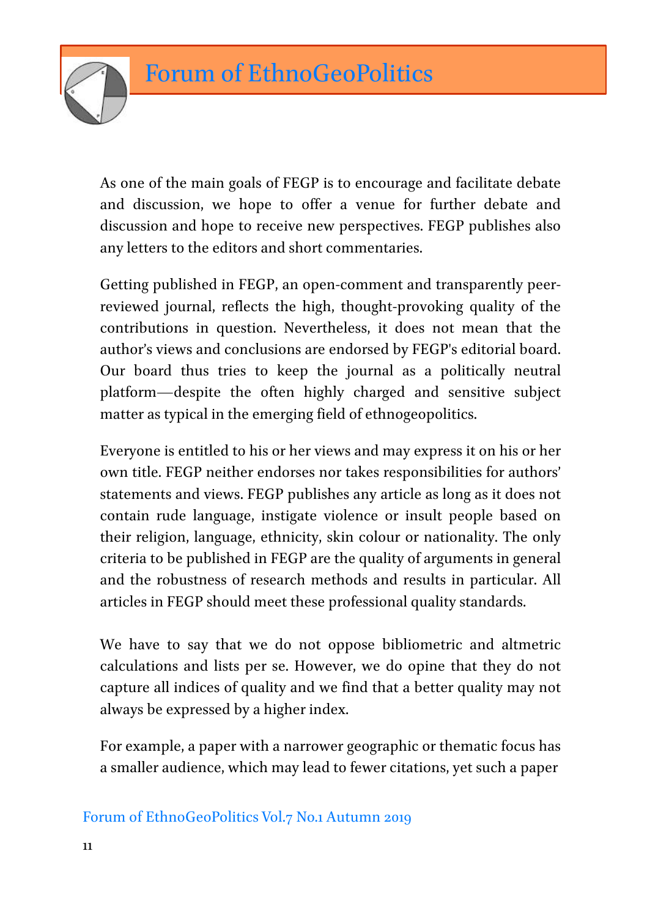As one of the main goals of FEGP is to encourage and facilitate debate and discussion, we hope to offer a venue for further debate and discussion and hope to receive new perspectives. FEGP publishes also any letters to the editors and short commentaries.

Getting published in FEGP, an open-comment and transparently peer-reviewed journal, reflects the high, thought-provoking quality of the contributions in question. Nevertheless, it does not mean that the author's views and conclusions are endorsed by FEGP's editorial board. Our board thus tries to keep the journal as a politically neutral platform—despite the often highly charged and sensitive subject matter as typical in the emerging field of ethnogeopolitics.

Everyone is entitled to his or her views and may express it on his or her own title. FEGP neither endorses nor takes responsibilities for authors' statements and views. FEGP publishes any article as long as it does not contain rude language, instigate violence or insult people based on their religion, language, ethnicity, skin colour or nationality. The only criteria to be published in FEGP are the quality of arguments in general and the robustness of research methods and results in particular. All articles in FEGP should meet these professional quality standards.

We have to say that we do not oppose bibliometric and altmetric calculations and lists per se. However, we do opine that they do not capture all indices of quality and we find that a better quality may not always be expressed by a higher index.

For example, a paper with a narrower geographic or thematic focus has a smaller audience, which may lead to fewer citations, yet such a paper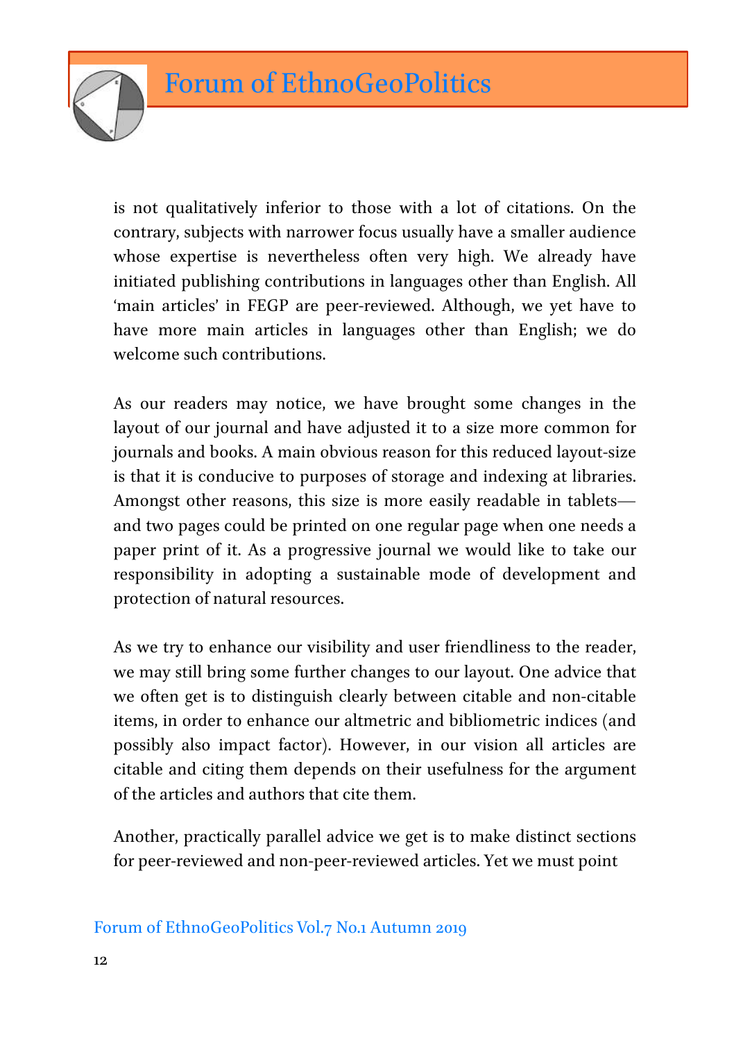is not qualitatively inferior to those with a lot of citations. On the contrary, subjects with narrower focus usually have a smaller audience whose expertise is nevertheless often very high. We already have initiated publishing contributions in languages other than English. All 'main articles' in FEGP are peer-reviewed. Although, we yet have to have more main articles in languages other than English; we do welcome such contributions.

As our readers may notice, we have brought some changes in the layout of our journal and have adjusted it to a size more common for journals and books. A main obvious reason for this reduced layout-size is that it is conducive to purposes of storage and indexing at libraries. Amongst other reasons, this size is more easily readable in tablets—and two pages could be printed on one regular page when one needs a paper print of it. As a progressive journal we would like to take our responsibility in adopting a sustainable mode of development and protection of natural resources.

As we try to enhance our visibility and user friendliness to the reader, we may still bring some further changes to our layout. One advice that we often get is to distinguish clearly between citable and non-citable items, in order to enhance our altmetric and bibliometric indices (and possibly also impact factor). However, in our vision all articles are citable and citing them depends on their usefulness for the argument of the articles and authors that cite them.

Another, practically parallel advice we get is to make distinct sections for peer-reviewed and non-peer-reviewed articles. Yet we must point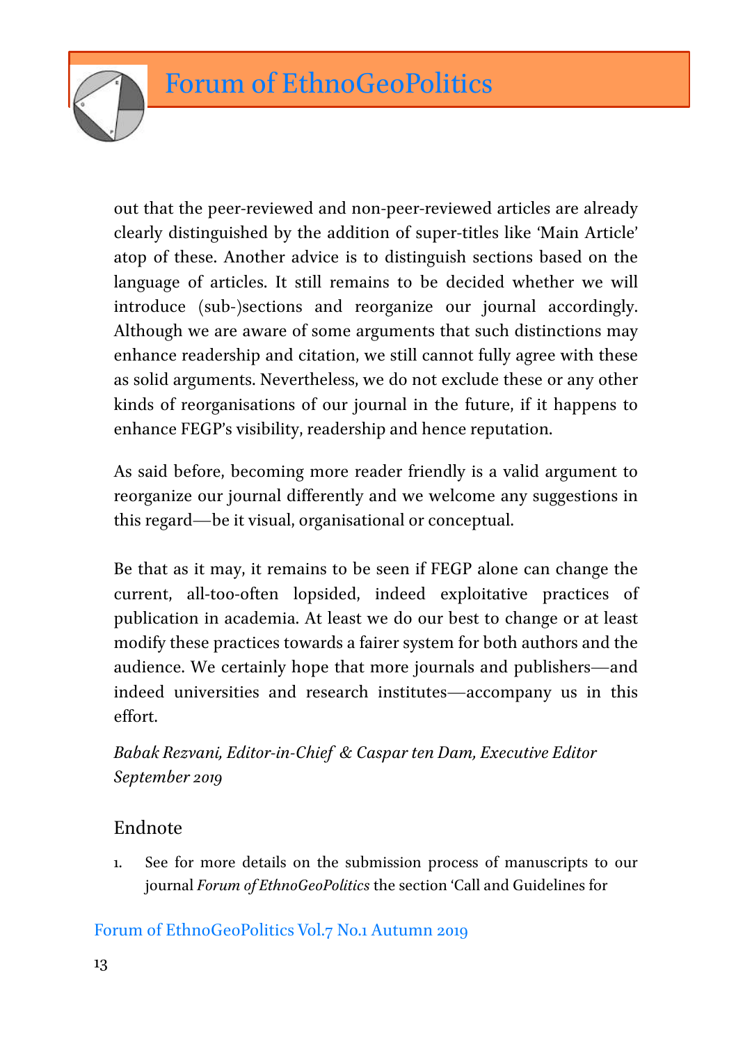out that the peer-reviewed and non-peer-reviewed articles are already clearly distinguished by the addition of super-titles like 'Main Article' atop of these. Another advice is to distinguish sections based on the language of articles. It still remains to be decided whether we will introduce (sub-)sections and reorganize our journal accordingly. Although we are aware of some arguments that such distinctions may enhance readership and citation, we still cannot fully agree with these as solid arguments. Nevertheless, we do not exclude these or any other kinds of reorganisations of our journal in the future, if it happens to enhance FEGP's visibility, readership and hence reputation.

As said before, becoming more reader friendly is a valid argument to reorganize our journal differently and we welcome any suggestions in this regard—be it visual, organisational or conceptual.

Be that as it may, it remains to be seen if FEGP alone can change the current, all-too-often lopsided, indeed exploitative practices of publication in academia. At least we do our best to change or at least modify these practices towards a fairer system for both authors and the audience. We certainly hope that more journals and publishers—and indeed universities and research institutes—accompany us in this effort.

*Babak Rezvani, Editor-in-Chief & Caspar ten Dam, Executive Editor*
*September 2019*

## Endnote

1. See for more details on the submission process of manuscripts to our journal *Forum of EthnoGeoPolitics* the section 'Call and Guidelines for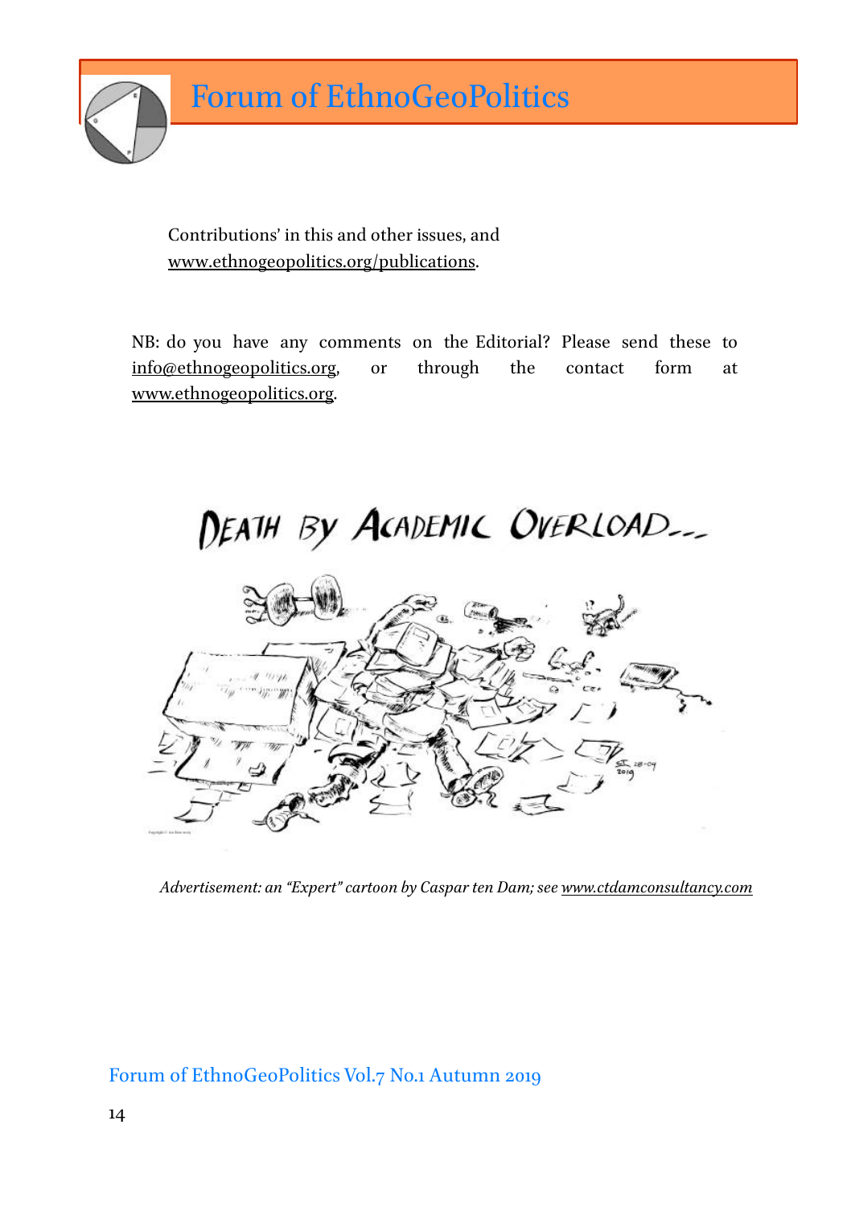Contributions' in this and other issues, and www.ethnogeopolitics.org/publications.

NB: do you have any comments on the Editorial? Please send these to info@ethnogeopolitics.org, or through the contact form at www.ethnogeopolitics.org.

*Advertisement: an "Expert" cartoon by Caspar ten Dam; see www.ctdamconsultancy.com*